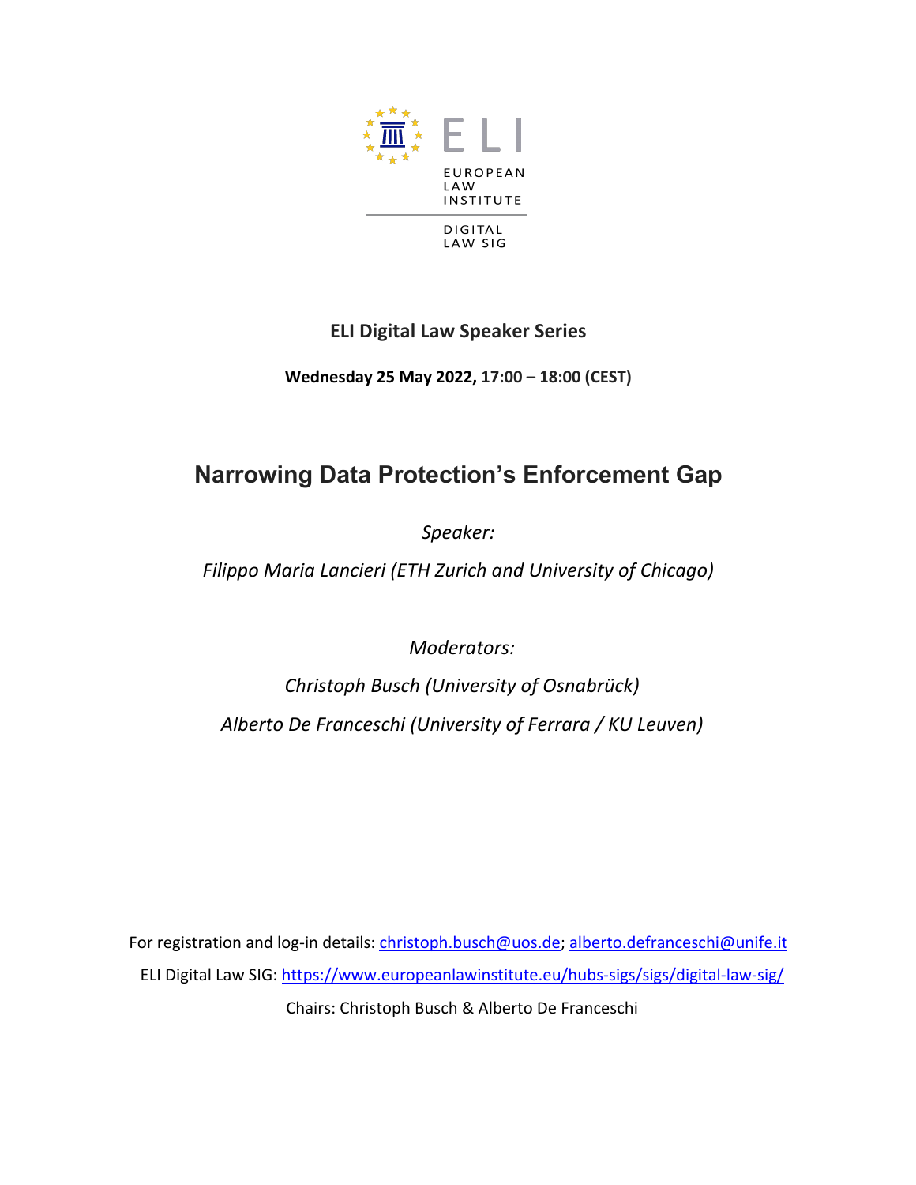ELI

EUROPEAN
LAW
INSTITUTE

DIGITAL
LAW SIG

**ELI Digital Law Speaker Series**

**Wednesday 25 May 2022, 17:00 – 18:00 (CEST)**

# Narrowing Data Protection's Enforcement Gap

*Speaker:*

*Filippo Maria Lancieri (ETH Zurich and University of Chicago)*

*Moderators:*

*Christoph Busch (University of Osnabrück)*

*Alberto De Franceschi (University of Ferrara / KU Leuven)*

For registration and log-in details: christoph.busch@uos.de; alberto.defranceschi@unife.it

ELI Digital Law SIG: https://www.europeanlawinstitute.eu/hubs-sigs/sigs/digital-law-sig/

Chairs: Christoph Busch & Alberto De Franceschi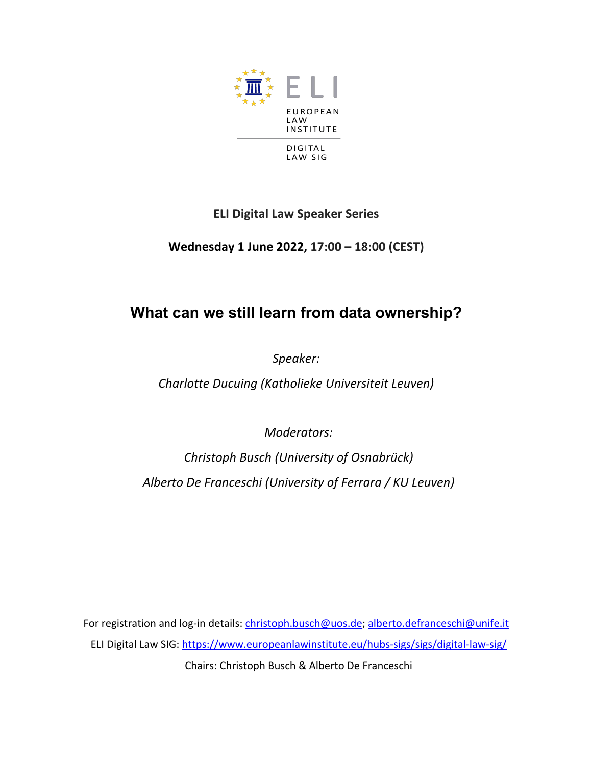ELI

EUROPEAN
LAW
INSTITUTE

DIGITAL
LAW SIG

**ELI Digital Law Speaker Series**

**Wednesday 1 June 2022, 17:00 – 18:00 (CEST)**

# What can we still learn from data ownership?

*Speaker:*

*Charlotte Ducuing (Katholieke Universiteit Leuven)*

*Moderators:*

*Christoph Busch (University of Osnabrück)*

*Alberto De Franceschi (University of Ferrara / KU Leuven)*

For registration and log-in details: christoph.busch@uos.de; alberto.defranceschi@unife.it

ELI Digital Law SIG: https://www.europeanlawinstitute.eu/hubs-sigs/sigs/digital-law-sig/

Chairs: Christoph Busch & Alberto De Franceschi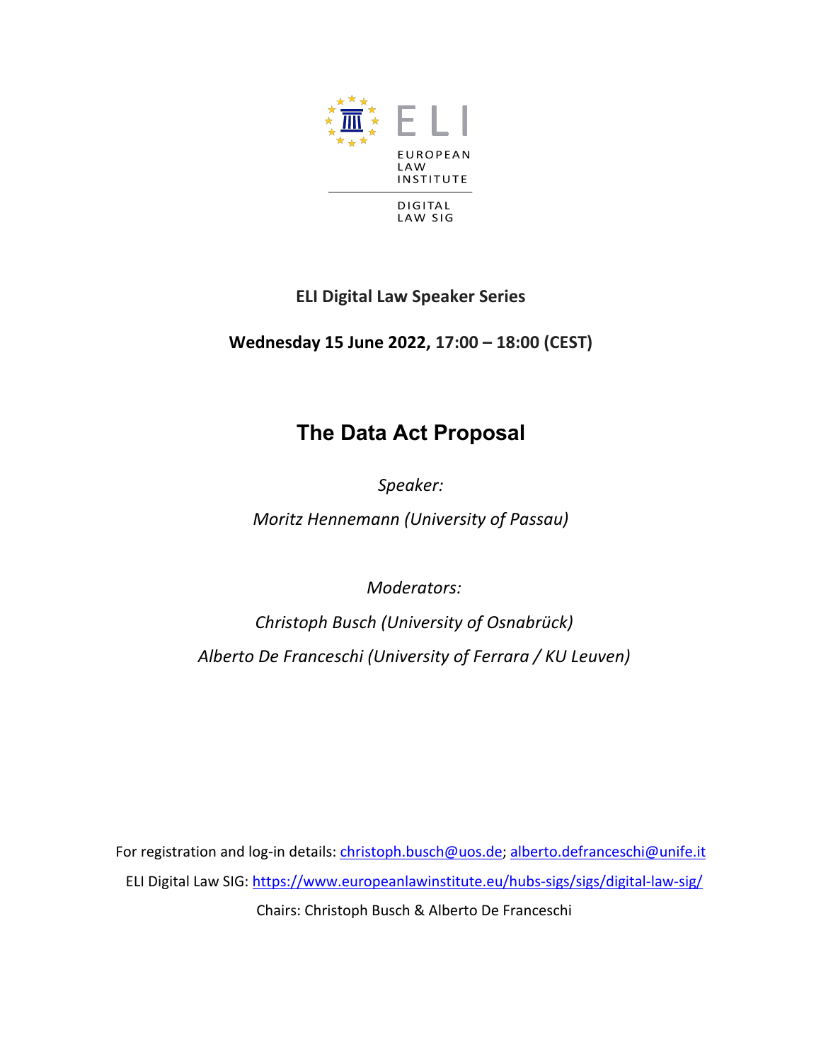ELI

EUROPEAN LAW INSTITUTE

DIGITAL LAW SIG

**ELI Digital Law Speaker Series**

**Wednesday 15 June 2022, 17:00 – 18:00 (CEST)**

# The Data Act Proposal

*Speaker:*

*Moritz Hennemann (University of Passau)*

*Moderators:*

*Christoph Busch (University of Osnabrück)*

*Alberto De Franceschi (University of Ferrara / KU Leuven)*

For registration and log-in details: christoph.busch@uos.de; alberto.defranceschi@unife.it

ELI Digital Law SIG: https://www.europeanlawinstitute.eu/hubs-sigs/sigs/digital-law-sig/

Chairs: Christoph Busch & Alberto De Franceschi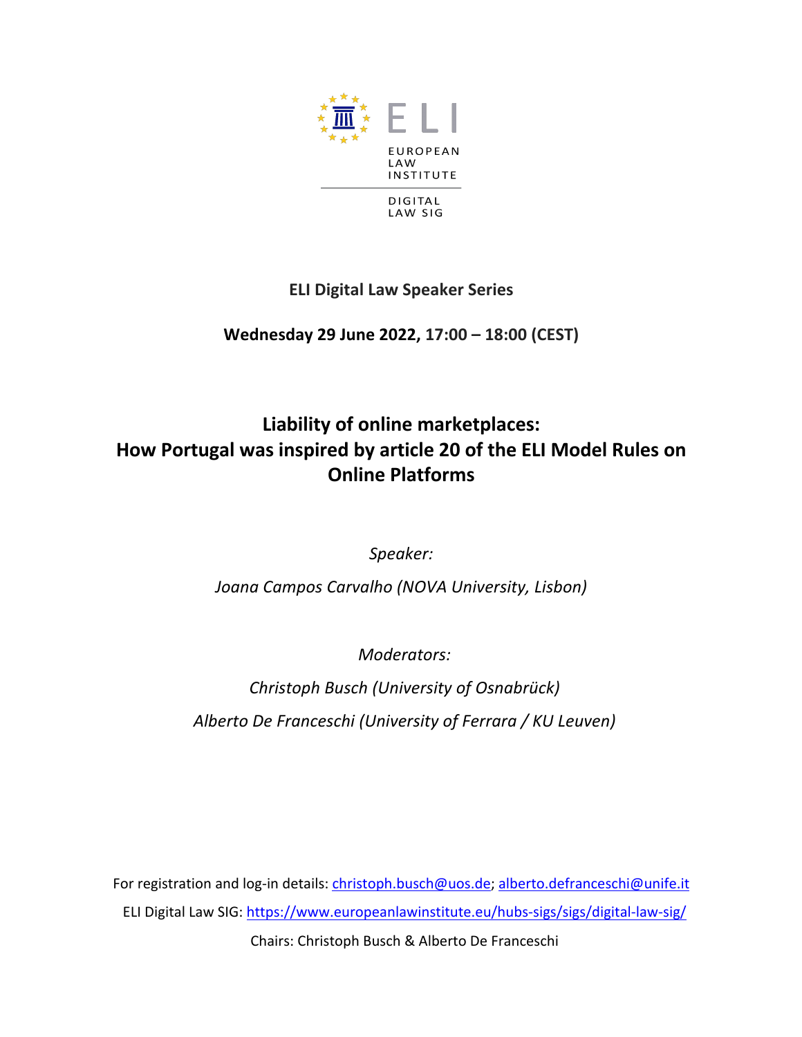EUROPEAN
LAW
INSTITUTE

DIGITAL
LAW SIG

**ELI Digital Law Speaker Series**

**Wednesday 29 June 2022, 17:00 – 18:00 (CEST)**

# Liability of online marketplaces: How Portugal was inspired by article 20 of the ELI Model Rules on Online Platforms

*Speaker:*

*Joana Campos Carvalho (NOVA University, Lisbon)*

*Moderators:*

*Christoph Busch (University of Osnabrück)*

*Alberto De Franceschi (University of Ferrara / KU Leuven)*

For registration and log-in details: christoph.busch@uos.de; alberto.defranceschi@unife.it

ELI Digital Law SIG: https://www.europeanlawinstitute.eu/hubs-sigs/sigs/digital-law-sig/

Chairs: Christoph Busch & Alberto De Franceschi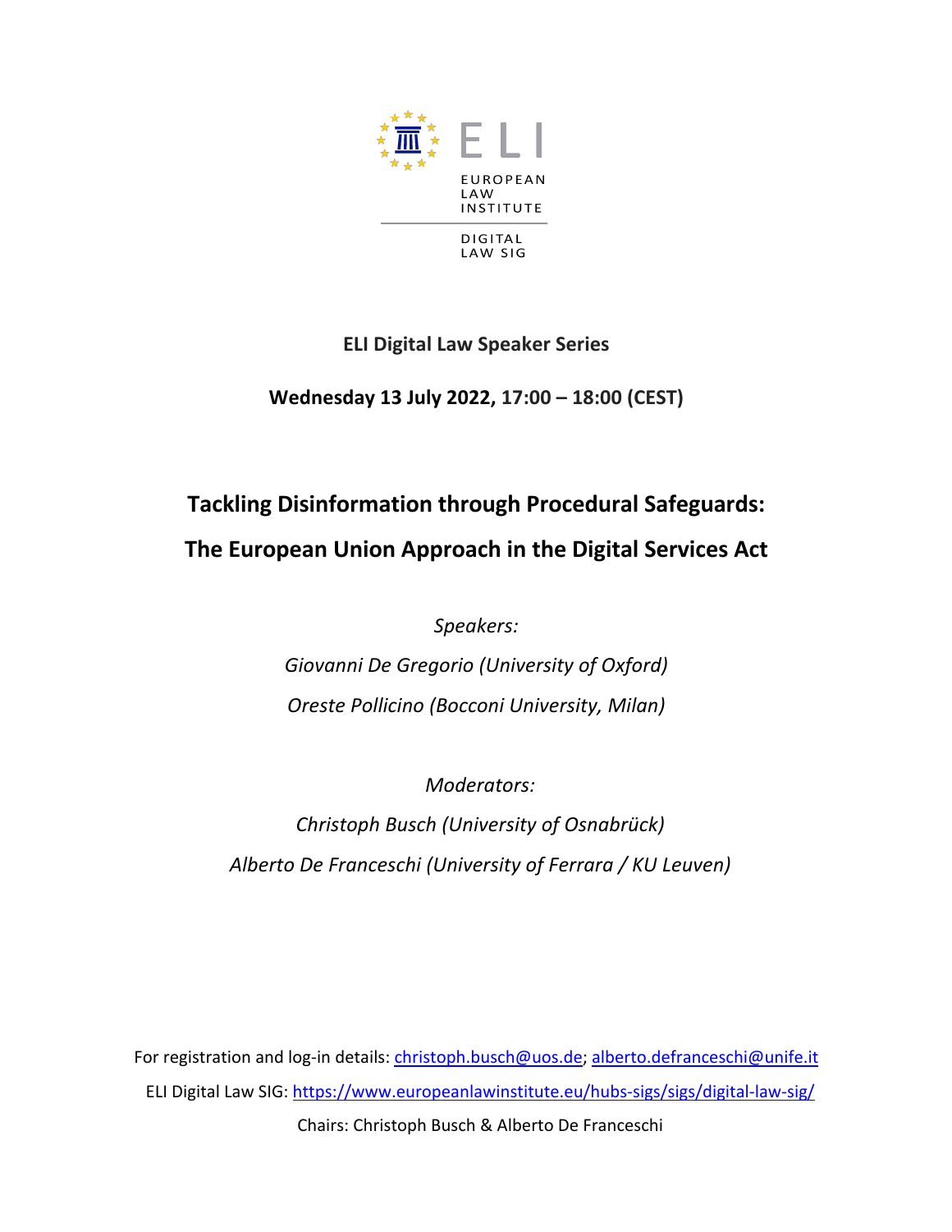ELI

EUROPEAN
LAW
INSTITUTE

DIGITAL
LAW SIG

**ELI Digital Law Speaker Series**

**Wednesday 13 July 2022, 17:00 – 18:00 (CEST)**

# Tackling Disinformation through Procedural Safeguards: The European Union Approach in the Digital Services Act

*Speakers:*

*Giovanni De Gregorio (University of Oxford)*

*Oreste Pollicino (Bocconi University, Milan)*

*Moderators:*

*Christoph Busch (University of Osnabrück)*

*Alberto De Franceschi (University of Ferrara / KU Leuven)*

For registration and log-in details: christoph.busch@uos.de; alberto.defranceschi@unife.it

ELI Digital Law SIG: https://www.europeanlawinstitute.eu/hubs-sigs/sigs/digital-law-sig/

Chairs: Christoph Busch & Alberto De Franceschi